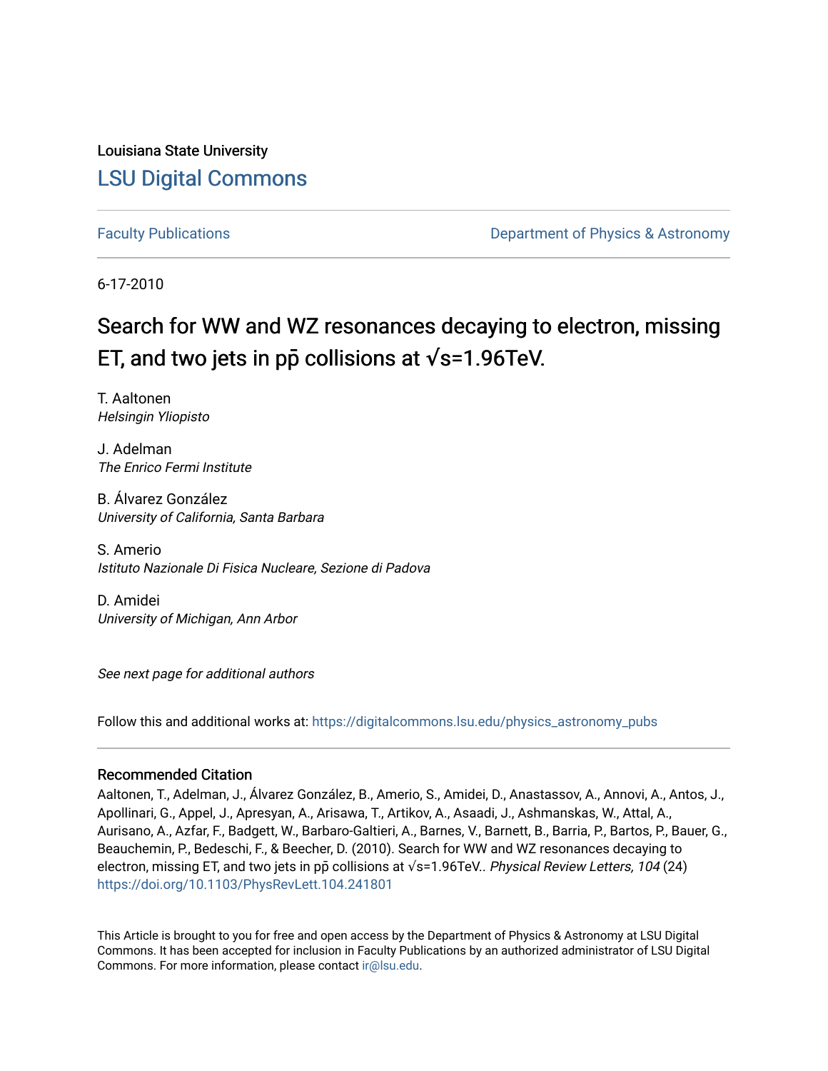Louisiana State University

# LSU Digital Commons

Faculty Publications | Department of Physics & Astronomy

6-17-2010

# Search for WW and WZ resonances decaying to electron, missing ET, and two jets in pp̄ collisions at √s=1.96TeV.

T. Aaltonen
*Helsingin Yliopisto*

J. Adelman
*The Enrico Fermi Institute*

B. Álvarez González
*University of California, Santa Barbara*

S. Amerio
*Istituto Nazionale Di Fisica Nucleare, Sezione di Padova*

D. Amidei
*University of Michigan, Ann Arbor*

*See next page for additional authors*

Follow this and additional works at: https://digitalcommons.lsu.edu/physics_astronomy_pubs

### Recommended Citation

Aaltonen, T., Adelman, J., Álvarez González, B., Amerio, S., Amidei, D., Anastassov, A., Annovi, A., Antos, J., Apollinari, G., Appel, J., Apresyan, A., Arisawa, T., Artikov, A., Asaadi, J., Ashmanskas, W., Attal, A., Aurisano, A., Azfar, F., Badgett, W., Barbaro-Galtieri, A., Barnes, V., Barnett, B., Barria, P., Bartos, P., Bauer, G., Beauchemin, P., Bedeschi, F., & Beecher, D. (2010). Search for WW and WZ resonances decaying to electron, missing ET, and two jets in pp̄ collisions at √s=1.96TeV.. *Physical Review Letters, 104* (24) https://doi.org/10.1103/PhysRevLett.104.241801

This Article is brought to you for free and open access by the Department of Physics & Astronomy at LSU Digital Commons. It has been accepted for inclusion in Faculty Publications by an authorized administrator of LSU Digital Commons. For more information, please contact ir@lsu.edu.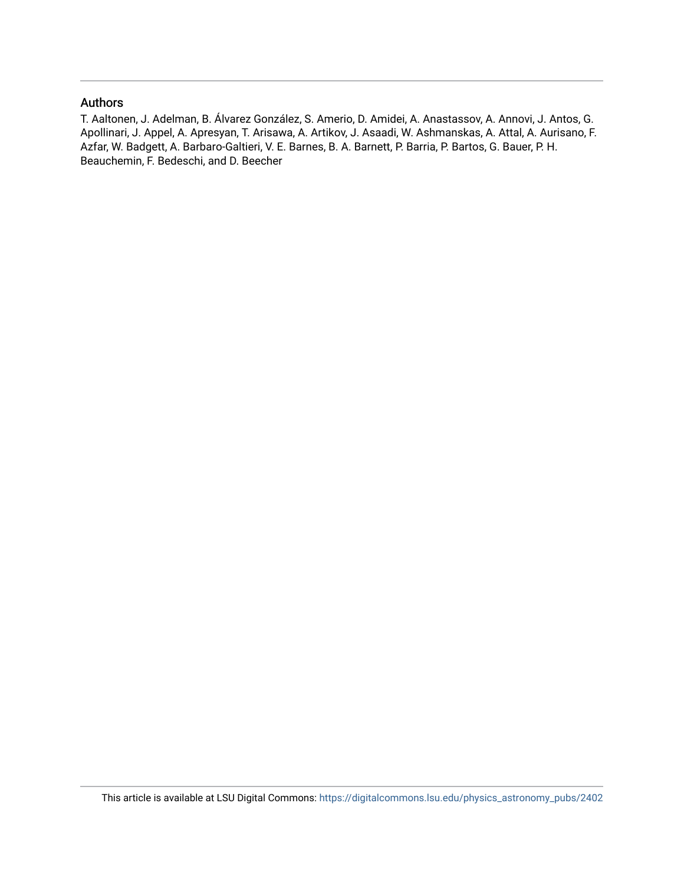## Authors

T. Aaltonen, J. Adelman, B. Álvarez González, S. Amerio, D. Amidei, A. Anastassov, A. Annovi, J. Antos, G. Apollinari, J. Appel, A. Apresyan, T. Arisawa, A. Artikov, J. Asaadi, W. Ashmanskas, A. Attal, A. Aurisano, F. Azfar, W. Badgett, A. Barbaro-Galtieri, V. E. Barnes, B. A. Barnett, P. Barria, P. Bartos, G. Bauer, P. H. Beauchemin, F. Bedeschi, and D. Beecher

This article is available at LSU Digital Commons: https://digitalcommons.lsu.edu/physics_astronomy_pubs/2402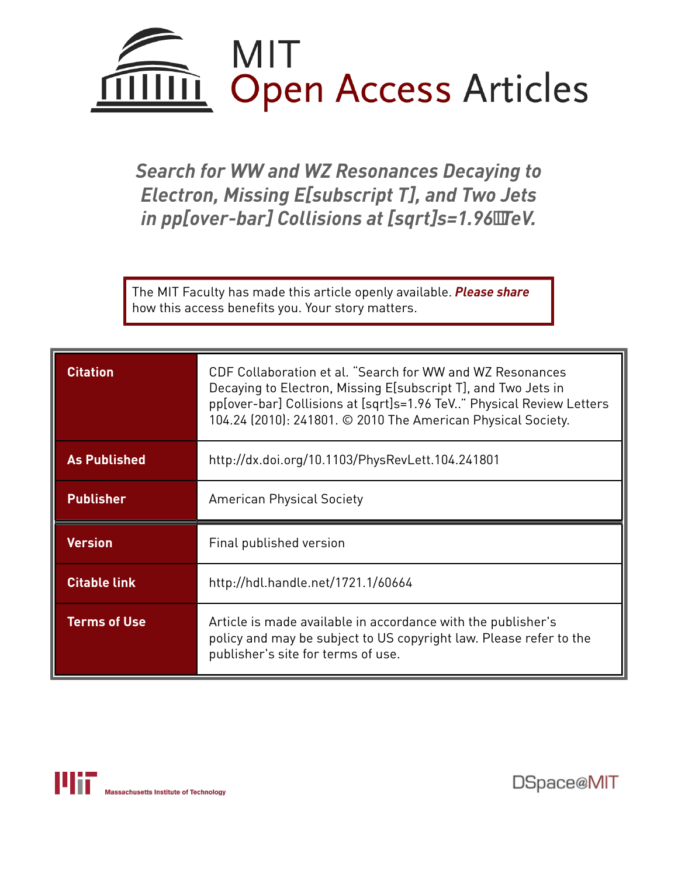# MIT Open Access Articles

## Search for WW and WZ Resonances Decaying to Electron, Missing E[subscript T], and Two Jets in pp[over-bar] Collisions at [sqrt]s=1.96 TeV.

The MIT Faculty has made this article openly available. ***Please share*** how this access benefits you. Your story matters.

| | |
|---|---|
| **Citation** | CDF Collaboration et al. "Search for WW and WZ Resonances Decaying to Electron, Missing E[subscript T], and Two Jets in pp[over-bar] Collisions at [sqrt]s=1.96 TeV.." Physical Review Letters 104.24 (2010): 241801. © 2010 The American Physical Society. |
| **As Published** | http://dx.doi.org/10.1103/PhysRevLett.104.241801 |
| **Publisher** | American Physical Society |
| **Version** | Final published version |
| **Citable link** | http://hdl.handle.net/1721.1/60664 |
| **Terms of Use** | Article is made available in accordance with the publisher's policy and may be subject to US copyright law. Please refer to the publisher's site for terms of use. |

Massachusetts Institute of Technology

DSpace@MIT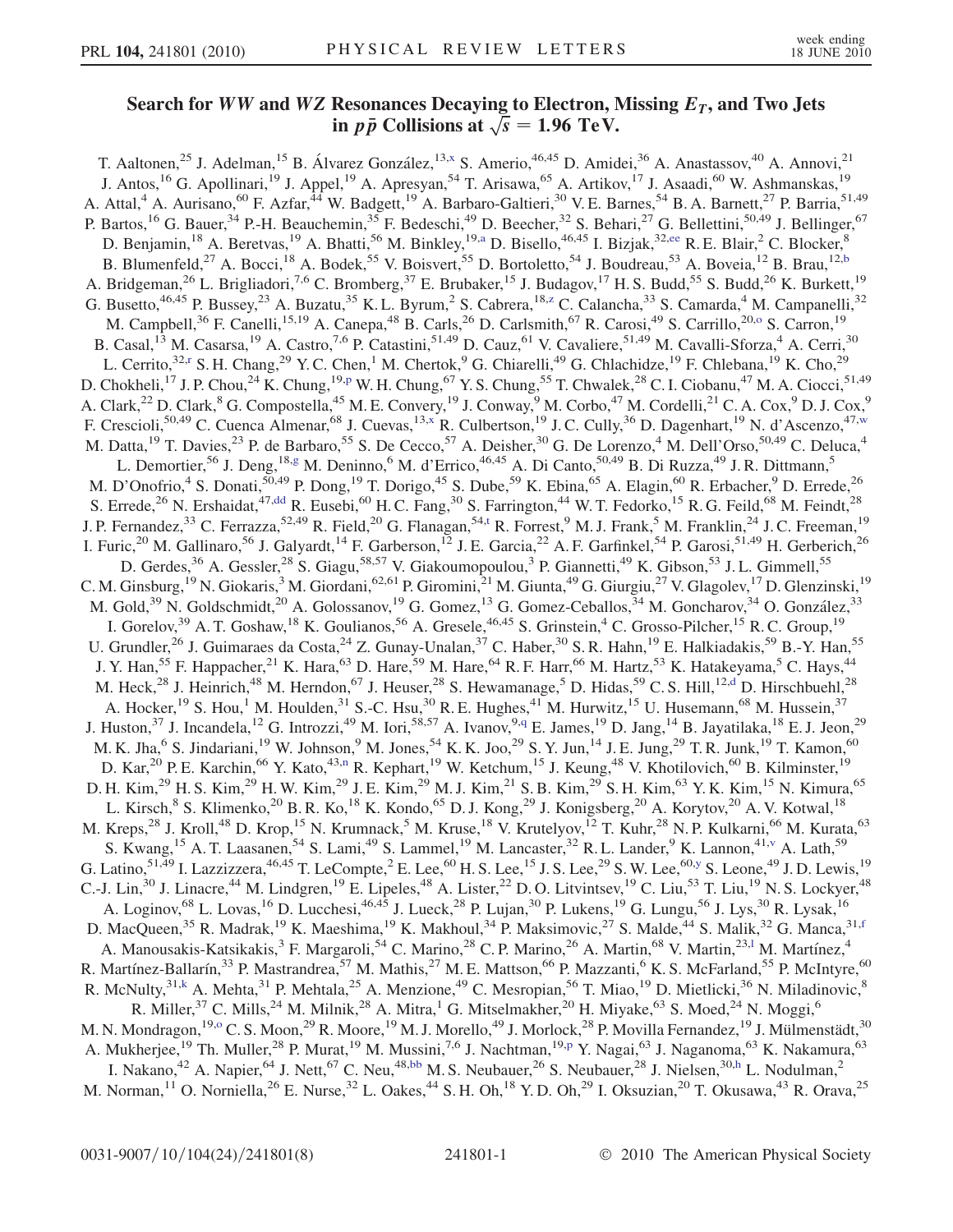# Search for $WW$ and $WZ$ Resonances Decaying to Electron, Missing $E_T$, and Two Jets in $p\bar{p}$ Collisions at $\sqrt{s} = 1.96$ TeV.

T. Aaltonen,[25] J. Adelman,[15] B. Álvarez González,[13,x] S. Amerio,[46,45] D. Amidei,[36] A. Anastassov,[40] A. Annovi,[21] J. Antos,[16] G. Apollinari,[19] J. Appel,[19] A. Apresyan,[54] T. Arisawa,[65] A. Artikov,[17] J. Asaadi,[60] W. Ashmanskas,[19] A. Attal,[4] A. Aurisano,[60] F. Azfar,[44] W. Badgett,[19] A. Barbaro-Galtieri,[30] V. E. Barnes,[54] B. A. Barnett,[27] P. Barria,[51,49] P. Bartos,[16] G. Bauer,[34] P.-H. Beauchemin,[35] F. Bedeschi,[49] D. Beecher,[32] S. Behari,[27] G. Bellettini,[50,49] J. Bellinger,[67] D. Benjamin,[18] A. Beretvas,[19] A. Bhatti,[56] M. Binkley,[19,a] D. Bisello,[46,45] I. Bizjak,[32,ee] R. E. Blair,[2] C. Blocker,[8] B. Blumenfeld,[27] A. Bocci,[18] A. Bodek,[55] V. Boisvert,[55] D. Bortoletto,[54] J. Boudreau,[53] A. Boveia,[12] B. Brau,[12,b] A. Bridgeman,[26] L. Brigliadori,[7,6] C. Bromberg,[37] E. Brubaker,[15] J. Budagov,[17] H. S. Budd,[55] S. Budd,[26] K. Burkett,[19] G. Busetto,[46,45] P. Bussey,[23] A. Buzatu,[35] K. L. Byrum,[2] S. Cabrera,[18,z] C. Calancha,[33] S. Camarda,[4] M. Campanelli,[32] M. Campbell,[36] F. Canelli,[15,19] A. Canepa,[48] B. Carls,[26] D. Carlsmith,[67] R. Carosi,[49] S. Carrillo,[20,o] S. Carron,[19] B. Casal,[13] M. Casarsa,[19] A. Castro,[7,6] P. Catastini,[51,49] D. Cauz,[61] V. Cavaliere,[51,49] M. Cavalli-Sforza,[4] A. Cerri,[30] L. Cerrito,[32,r] S. H. Chang,[29] Y. C. Chen,[1] M. Chertok,[9] G. Chiarelli,[49] G. Chlachidze,[19] F. Chlebana,[19] K. Cho,[29] D. Chokheli,[17] J. P. Chou,[24] K. Chung,[19,p] W. H. Chung,[67] Y. S. Chung,[55] T. Chwalek,[28] C. I. Ciobanu,[47] M. A. Ciocci,[51,49] A. Clark,[22] D. Clark,[8] G. Compostella,[45] M. E. Convery,[19] J. Conway,[9] M. Corbo,[47] M. Cordelli,[21] C. A. Cox,[9] D. J. Cox,[9] F. Crescioli,[50,49] C. Cuenca Almenar,[68] J. Cuevas,[13,x] R. Culbertson,[19] J. C. Cully,[36] D. Dagenhart,[19] N. d'Ascenzo,[47,w] M. Datta,[19] T. Davies,[23] P. de Barbaro,[55] S. De Cecco,[57] A. Deisher,[30] G. De Lorenzo,[4] M. Dell'Orso,[50,49] C. Deluca,[4] L. Demortier,[56] J. Deng,[18,g] M. Deninno,[6] M. d'Errico,[46,45] A. Di Canto,[50,49] B. Di Ruzza,[49] J. R. Dittmann,[5] M. D'Onofrio,[4] S. Donati,[50,49] P. Dong,[19] T. Dorigo,[45] S. Dube,[59] K. Ebina,[65] A. Elagin,[60] R. Erbacher,[9] D. Errede,[26] S. Errede,[26] N. Ershaidat,[47,dd] R. Eusebi,[60] H. C. Fang,[30] S. Farrington,[44] W. T. Fedorko,[15] R. G. Feild,[68] M. Feindt,[28] J. P. Fernandez,[33] C. Ferrazza,[52,49] R. Field,[20] G. Flanagan,[54,t] R. Forrest,[9] M. J. Frank,[5] M. Franklin,[24] J. C. Freeman,[19] I. Furic,[20] M. Gallinaro,[56] J. Galyardt,[14] F. Garberson,[12] J. E. Garcia,[22] A. F. Garfinkel,[54] P. Garosi,[51,49] H. Gerberich,[26] D. Gerdes,[36] A. Gessler,[28] S. Giagu,[58,57] V. Giakoumopoulou,[3] P. Giannetti,[49] K. Gibson,[53] J. L. Gimmell,[55] C. M. Ginsburg,[19] N. Giokaris,[3] M. Giordani,[62,61] P. Giromini,[21] M. Giunta,[49] G. Giurgiu,[27] V. Glagolev,[17] D. Glenzinski,[19] M. Gold,[39] N. Goldschmidt,[20] A. Golossanov,[19] G. Gomez,[13] G. Gomez-Ceballos,[34] M. Goncharov,[34] O. González,[33] I. Gorelov,[39] A. T. Goshaw,[18] K. Goulianos,[56] A. Gresele,[46,45] S. Grinstein,[4] C. Grosso-Pilcher,[15] R. C. Group,[19] U. Grundler,[26] J. Guimaraes da Costa,[24] Z. Gunay-Unalan,[37] C. Haber,[30] S. R. Hahn,[19] E. Halkiadakis,[59] B.-Y. Han,[55] J. Y. Han,[55] F. Happacher,[21] K. Hara,[63] D. Hare,[59] M. Hare,[64] R. F. Harr,[66] M. Hartz,[53] K. Hatakeyama,[5] C. Hays,[44] M. Heck,[28] J. Heinrich,[48] M. Herndon,[67] J. Heuser,[28] S. Hewamanage,[5] D. Hidas,[59] C. S. Hill,[12,d] D. Hirschbuehl,[28] A. Hocker,[19] S. Hou,[1] M. Houlden,[31] S.-C. Hsu,[30] R. E. Hughes,[41] M. Hurwitz,[15] U. Husemann,[68] M. Hussein,[37] J. Huston,[37] J. Incandela,[12] G. Introzzi,[49] M. Iori,[58,57] A. Ivanov,[9,q] E. James,[19] D. Jang,[14] B. Jayatilaka,[18] E. J. Jeon,[29] M. K. Jha,[6] S. Jindariani,[19] W. Johnson,[9] M. Jones,[54] K. K. Joo,[29] S. Y. Jun,[14] J. E. Jung,[29] T. R. Junk,[19] T. Kamon,[60] D. Kar,[20] P. E. Karchin,[66] Y. Kato,[43,n] R. Kephart,[19] W. Ketchum,[15] J. Keung,[48] V. Khotilovich,[60] B. Kilminster,[19] D. H. Kim,[29] H. S. Kim,[29] H. W. Kim,[29] J. E. Kim,[29] M. J. Kim,[21] S. B. Kim,[29] S. H. Kim,[63] Y. K. Kim,[15] N. Kimura,[65] L. Kirsch,[8] S. Klimenko,[20] B. R. Ko,[18] K. Kondo,[65] D. J. Kong,[29] J. Konigsberg,[20] A. Korytov,[20] A. V. Kotwal,[18] M. Kreps,[28] J. Kroll,[48] D. Krop,[15] N. Krumnack,[5] M. Kruse,[18] V. Krutelyov,[12] T. Kuhr,[28] N. P. Kulkarni,[66] M. Kurata,[63] S. Kwang,[15] A. T. Laasanen,[54] S. Lami,[49] S. Lammel,[19] M. Lancaster,[32] R. L. Lander,[9] K. Lannon,[41,v] A. Lath,[59] G. Latino,[51,49] I. Lazzizzera,[46,45] T. LeCompte,[2] E. Lee,[60] H. S. Lee,[15] J. S. Lee,[29] S. W. Lee,[60,y] S. Leone,[49] J. D. Lewis,[19] C.-J. Lin,[30] J. Linacre,[44] M. Lindgren,[19] E. Lipeles,[48] A. Lister,[22] D. O. Litvintsev,[19] C. Liu,[53] T. Liu,[19] N. S. Lockyer,[48] A. Loginov,[68] L. Lovas,[16] D. Lucchesi,[46,45] J. Lueck,[28] P. Lujan,[30] P. Lukens,[19] G. Lungu,[56] J. Lys,[30] R. Lysak,[16] D. MacQueen,[35] R. Madrak,[19] K. Maeshima,[19] K. Makhoul,[34] P. Maksimovic,[27] S. Malde,[44] S. Malik,[32] G. Manca,[31,f] A. Manousakis-Katsikakis,[3] F. Margaroli,[54] C. Marino,[28] C. P. Marino,[26] A. Martin,[68] V. Martin,[23,l] M. Martínez,[4] R. Martínez-Ballarín,[33] P. Mastrandrea,[57] M. Mathis,[27] M. E. Mattson,[66] P. Mazzanti,[6] K. S. McFarland,[55] P. McIntyre,[60] R. McNulty,[31,k] A. Mehta,[31] P. Mehtala,[25] A. Menzione,[49] C. Mesropian,[56] T. Miao,[19] D. Mietlicki,[36] N. Miladinovic,[8] R. Miller,[37] C. Mills,[24] M. Milnik,[28] A. Mitra,[1] G. Mitselmakher,[20] H. Miyake,[63] S. Moed,[24] N. Moggi,[6] M. N. Mondragon,[19,o] C. S. Moon,[29] R. Moore,[19] M. J. Morello,[49] J. Morlock,[28] P. Movilla Fernandez,[19] J. Mülmenstädt,[30] A. Mukherjee,[19] Th. Muller,[28] P. Murat,[19] M. Mussini,[7,6] J. Nachtman,[19,p] Y. Nagai,[63] J. Naganoma,[63] K. Nakamura,[63] I. Nakano,[42] A. Napier,[64] J. Nett,[67] C. Neu,[48,bb] M. S. Neubauer,[26] S. Neubauer,[28] J. Nielsen,[30,h] L. Nodulman,[2] M. Norman,[11] O. Norniella,[26] E. Nurse,[32] L. Oakes,[44] S. H. Oh,[18] Y. D. Oh,[29] I. Oksuzian,[20] T. Okusawa,[43] R. Orava,[25]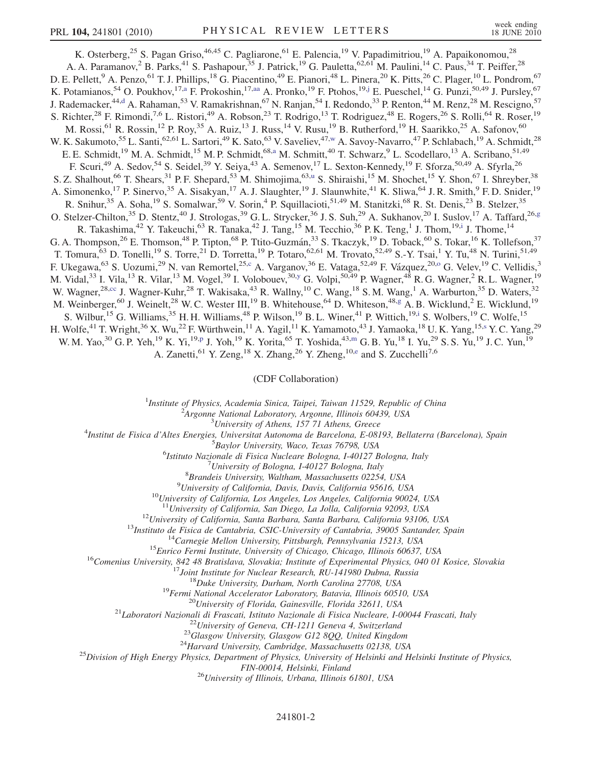K. Osterberg,[25] S. Pagan Griso,[46,45] C. Pagliarone,[61] E. Palencia,[19] V. Papadimitriou,[19] A. Papaikonomou,[28] A. A. Paramanov,[2] B. Parks,[41] S. Pashapour,[35] J. Patrick,[19] G. Pauletta,[62,61] M. Paulini,[14] C. Paus,[34] T. Peiffer,[28] D. E. Pellett,[9] A. Penzo,[61] T. J. Phillips,[18] G. Piacentino,[49] E. Pianori,[48] L. Pinera,[20] K. Pitts,[26] C. Plager,[10] L. Pondrom,[67] K. Potamianos,[54] O. Poukhov,[17,a] F. Prokoshin,[17,aa] A. Pronko,[19] F. Ptohos,[19,j] E. Pueschel,[14] G. Punzi,[50,49] J. Pursley,[67] J. Rademacker,[44,d] A. Rahaman,[53] V. Ramakrishnan,[67] N. Ranjan,[54] I. Redondo,[33] P. Renton,[44] M. Renz,[28] M. Rescigno,[57] S. Richter,[28] F. Rimondi,[7,6] L. Ristori,[49] A. Robson,[23] T. Rodrigo,[13] T. Rodriguez,[48] E. Rogers,[26] S. Rolli,[64] R. Roser,[19] M. Rossi,[61] R. Rossin,[12] P. Roy,[35] A. Ruiz,[13] J. Russ,[14] V. Rusu,[19] B. Rutherford,[19] H. Saarikko,[25] A. Safonov,[60] W. K. Sakumoto,[55] L. Santi,[62,61] L. Sartori,[49] K. Sato,[63] V. Saveliev,[47,w] A. Savoy-Navarro,[47] P. Schlabach,[19] A. Schmidt,[28] E. E. Schmidt,[19] M. A. Schmidt,[15] M. P. Schmidt,[68,a] M. Schmitt,[40] T. Schwarz,[9] L. Scodellaro,[13] A. Scribano,[51,49] F. Scuri,[49] A. Sedov,[54] S. Seidel,[39] Y. Seiya,[43] A. Semenov,[17] L. Sexton-Kennedy,[19] F. Sforza,[50,49] A. Sfyrla,[26] S. Z. Shalhout,[66] T. Shears,[31] P. F. Shepard,[53] M. Shimojima,[63,u] S. Shiraishi,[15] M. Shochet,[15] Y. Shon,[67] I. Shreyber,[38] A. Simonenko,[17] P. Sinervo,[35] A. Sisakyan,[17] A. J. Slaughter,[19] J. Slaunwhite,[41] K. Sliwa,[64] J. R. Smith,[9] F. D. Snider,[19] R. Snihur,[35] A. Soha,[19] S. Somalwar,[59] V. Sorin,[4] P. Squillacioti,[51,49] M. Stanitzki,[68] R. St. Denis,[23] B. Stelzer,[35] O. Stelzer-Chilton,[35] D. Stentz,[40] J. Strologas,[39] G. L. Strycker,[36] J. S. Suh,[29] A. Sukhanov,[20] I. Suslov,[17] A. Taffard,[26,g] R. Takashima,[42] Y. Takeuchi,[63] R. Tanaka,[42] J. Tang,[15] M. Tecchio,[36] P. K. Teng,[1] J. Thom,[19,i] J. Thome,[14] G. A. Thompson,[26] E. Thomson,[48] P. Tipton,[68] P. Ttito-Guzmán,[33] S. Tkaczyk,[19] D. Toback,[60] S. Tokar,[16] K. Tollefson,[37] T. Tomura,[63] D. Tonelli,[19] S. Torre,[21] D. Torretta,[19] P. Totaro,[62,61] M. Trovato,[52,49] S.-Y. Tsai,[1] Y. Tu,[48] N. Turini,[51,49] F. Ukegawa,[63] S. Uozumi,[29] N. van Remortel,[25,c] A. Varganov,[36] E. Vataga,[52,49] F. Vázquez,[20,o] G. Velev,[19] C. Vellidis,[3] M. Vidal,[33] I. Vila,[13] R. Vilar,[13] M. Vogel,[39] I. Volobouev,[30,y] G. Volpi,[50,49] P. Wagner,[48] R. G. Wagner,[2] R. L. Wagner,[19] W. Wagner,[28,cc] J. Wagner-Kuhr,[28] T. Wakisaka,[43] R. Wallny,[10] C. Wang,[18] S. M. Wang,[1] A. Warburton,[35] D. Waters,[32] M. Weinberger,[60] J. Weinelt,[28] W. C. Wester III,[19] B. Whitehouse,[64] D. Whiteson,[48,g] A. B. Wicklund,[2] E. Wicklund,[19] S. Wilbur,[15] G. Williams,[35] H. H. Williams,[48] P. Wilson,[19] B. L. Winer,[41] P. Wittich,[19,i] S. Wolbers,[19] C. Wolfe,[15] H. Wolfe,[41] T. Wright,[36] X. Wu,[22] F. Würthwein,[11] A. Yagil,[11] K. Yamamoto,[43] J. Yamaoka,[18] U. K. Yang,[15,s] Y. C. Yang,[29] W. M. Yao,[30] G. P. Yeh,[19] K. Yi,[19,p] J. Yoh,[19] K. Yorita,[65] T. Yoshida,[43,m] G. B. Yu,[18] I. Yu,[29] S. S. Yu,[19] J. C. Yun,[19] A. Zanetti,[61] Y. Zeng,[18] X. Zhang,[26] Y. Zheng,[10,e] and S. Zucchelli[7,6]

(CDF Collaboration)

[1]*Institute of Physics, Academia Sinica, Taipei, Taiwan 11529, Republic of China*
[2]*Argonne National Laboratory, Argonne, Illinois 60439, USA*
[3]*University of Athens, 157 71 Athens, Greece*
[4]*Institut de Fisica d'Altes Energies, Universitat Autonoma de Barcelona, E-08193, Bellaterra (Barcelona), Spain*
[5]*Baylor University, Waco, Texas 76798, USA*
[6]*Istituto Nazionale de Fisica Nucleare Bologna, I-40127 Bologna, Italy*
[7]*University of Bologna, I-40127 Bologna, Italy*
[8]*Brandeis University, Waltham, Massachusetts 02254, USA*
[9]*University of California, Davis, Davis, California 95616, USA*
[10]*University of California, Los Angeles, Los Angeles, California 90024, USA*
[11]*University of California, San Diego, La Jolla, California 92093, USA*
[12]*University of California, Santa Barbara, Santa Barbara, California 93106, USA*
[13]*Instituto de Fisica de Cantabria, CSIC-University of Cantabria, 39005 Santander, Spain*
[14]*Carnegie Mellon University, Pittsburgh, Pennsylvania 15213, USA*
[15]*Enrico Fermi Institute, University of Chicago, Chicago, Illinois 60637, USA*
[16]*Comenius University, 842 48 Bratislava, Slovakia; Institute of Experimental Physics, 040 01 Kosice, Slovakia*
[17]*Joint Institute for Nuclear Research, RU-141980 Dubna, Russia*
[18]*Duke University, Durham, North Carolina 27708, USA*
[19]*Fermi National Accelerator Laboratory, Batavia, Illinois 60510, USA*
[20]*University of Florida, Gainesville, Florida 32611, USA*
[21]*Laboratori Nazionali di Frascati, Istituto Nazionale di Fisica Nucleare, I-00044 Frascati, Italy*
[22]*University of Geneva, CH-1211 Geneva 4, Switzerland*
[23]*Glasgow University, Glasgow G12 8QQ, United Kingdom*
[24]*Harvard University, Cambridge, Massachusetts 02138, USA*
[25]*Division of High Energy Physics, Department of Physics, University of Helsinki and Helsinki Institute of Physics, FIN-00014, Helsinki, Finland*
[26]*University of Illinois, Urbana, Illinois 61801, USA*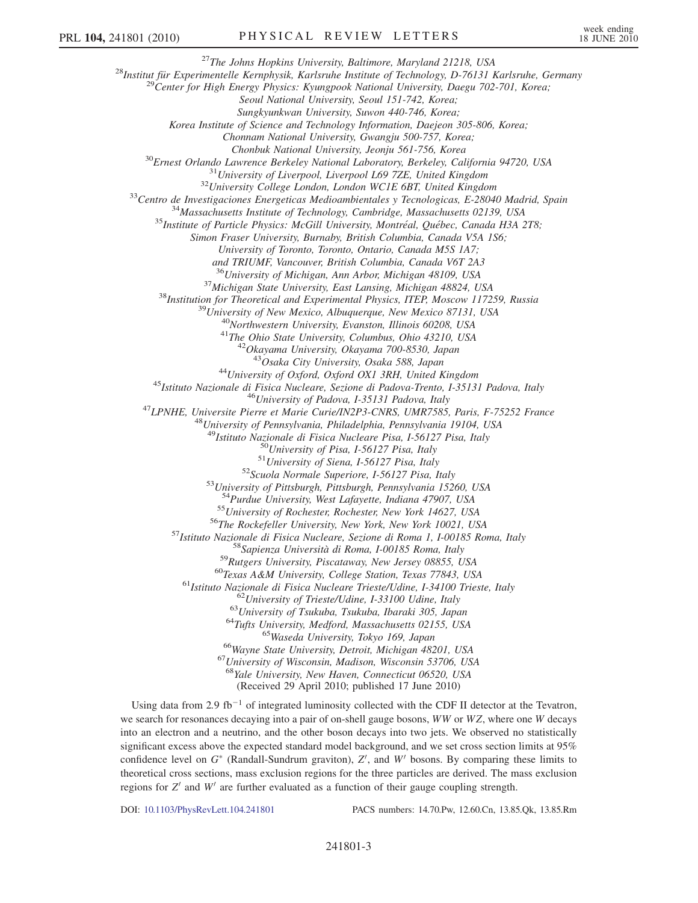[27]The Johns Hopkins University, Baltimore, Maryland 21218, USA

[28]Institut für Experimentelle Kernphysik, Karlsruhe Institute of Technology, D-76131 Karlsruhe, Germany

[29]Center for High Energy Physics: Kyungpook National University, Daegu 702-701, Korea; Seoul National University, Seoul 151-742, Korea; Sungkyunkwan University, Suwon 440-746, Korea; Korea Institute of Science and Technology Information, Daejeon 305-806, Korea; Chonnam National University, Gwangju 500-757, Korea; Chonbuk National University, Jeonju 561-756, Korea

[30]Ernest Orlando Lawrence Berkeley National Laboratory, Berkeley, California 94720, USA

[31]University of Liverpool, Liverpool L69 7ZE, United Kingdom

[32]University College London, London WC1E 6BT, United Kingdom

[33]Centro de Investigaciones Energeticas Medioambientales y Tecnologicas, E-28040 Madrid, Spain

[34]Massachusetts Institute of Technology, Cambridge, Massachusetts 02139, USA

[35]Institute of Particle Physics: McGill University, Montréal, Québec, Canada H3A 2T8; Simon Fraser University, Burnaby, British Columbia, Canada V5A 1S6; University of Toronto, Toronto, Ontario, Canada M5S 1A7; and TRIUMF, Vancouver, British Columbia, Canada V6T 2A3

[36]University of Michigan, Ann Arbor, Michigan 48109, USA

[37]Michigan State University, East Lansing, Michigan 48824, USA

[38]Institution for Theoretical and Experimental Physics, ITEP, Moscow 117259, Russia

[39]University of New Mexico, Albuquerque, New Mexico 87131, USA

[40]Northwestern University, Evanston, Illinois 60208, USA

[41]The Ohio State University, Columbus, Ohio 43210, USA

[42]Okayama University, Okayama 700-8530, Japan

[43]Osaka City University, Osaka 588, Japan

[44]University of Oxford, Oxford OX1 3RH, United Kingdom

[45]Istituto Nazionale di Fisica Nucleare, Sezione di Padova-Trento, I-35131 Padova, Italy

[46]University of Padova, I-35131 Padova, Italy

[47]LPNHE, Universite Pierre et Marie Curie/IN2P3-CNRS, UMR7585, Paris, F-75252 France

[48]University of Pennsylvania, Philadelphia, Pennsylvania 19104, USA

[49]Istituto Nazionale di Fisica Nucleare Pisa, I-56127 Pisa, Italy

[50]University of Pisa, I-56127 Pisa, Italy

[51]University of Siena, I-56127 Pisa, Italy

[52]Scuola Normale Superiore, I-56127 Pisa, Italy

[53]University of Pittsburgh, Pittsburgh, Pennsylvania 15260, USA

[54]Purdue University, West Lafayette, Indiana 47907, USA

[55]University of Rochester, Rochester, New York 14627, USA

[56]The Rockefeller University, New York, New York 10021, USA

[57]Istituto Nazionale di Fisica Nucleare, Sezione di Roma 1, I-00185 Roma, Italy

[58]Sapienza Università di Roma, I-00185 Roma, Italy

[59]Rutgers University, Piscataway, New Jersey 08855, USA

[60]Texas A&M University, College Station, Texas 77843, USA

[61]Istituto Nazionale di Fisica Nucleare Trieste/Udine, I-34100 Trieste, Italy

[62]University of Trieste/Udine, I-33100 Udine, Italy

[63]University of Tsukuba, Tsukuba, Ibaraki 305, Japan

[64]Tufts University, Medford, Massachusetts 02155, USA

[65]Waseda University, Tokyo 169, Japan

[66]Wayne State University, Detroit, Michigan 48201, USA

[67]University of Wisconsin, Madison, Wisconsin 53706, USA

[68]Yale University, New Haven, Connecticut 06520, USA

(Received 29 April 2010; published 17 June 2010)

Using data from 2.9 $\text{fb}^{-1}$ of integrated luminosity collected with the CDF II detector at the Tevatron, we search for resonances decaying into a pair of on-shell gauge bosons, $WW$ or $WZ$, where one $W$ decays into an electron and a neutrino, and the other boson decays into two jets. We observed no statistically significant excess above the expected standard model background, and we set cross section limits at 95% confidence level on $G^*$ (Randall-Sundrum graviton), $Z'$, and $W'$ bosons. By comparing these limits to theoretical cross sections, mass exclusion regions for the three particles are derived. The mass exclusion regions for $Z'$ and $W'$ are further evaluated as a function of their gauge coupling strength.

DOI: 10.1103/PhysRevLett.104.241801 PACS numbers: 14.70.Pw, 12.60.Cn, 13.85.Qk, 13.85.Rm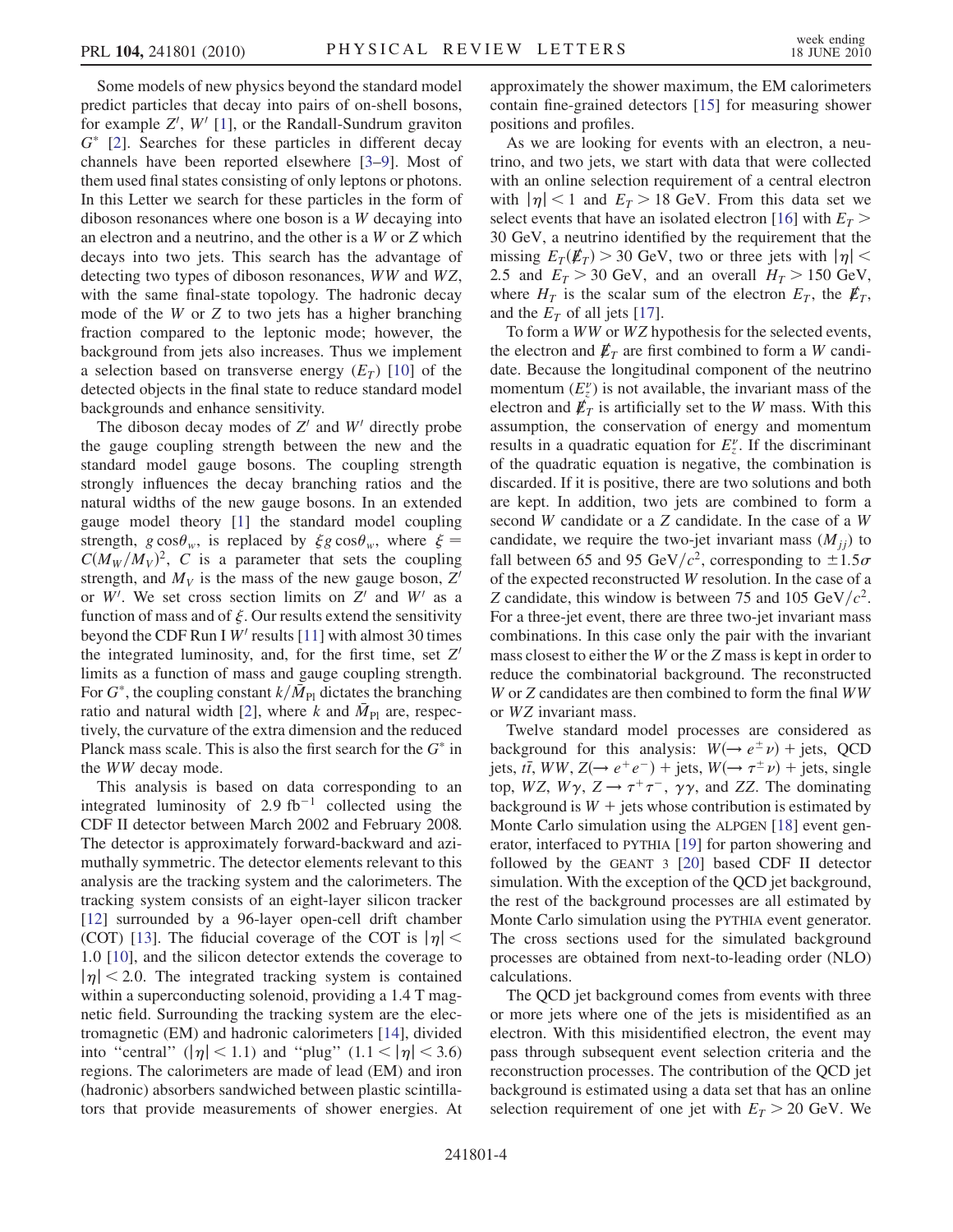Some models of new physics beyond the standard model predict particles that decay into pairs of on-shell bosons, for example $Z'$, $W'$ [1], or the Randall-Sundrum graviton $G^*$ [2]. Searches for these particles in different decay channels have been reported elsewhere [3–9]. Most of them used final states consisting of only leptons or photons. In this Letter we search for these particles in the form of diboson resonances where one boson is a $W$ decaying into an electron and a neutrino, and the other is a $W$ or $Z$ which decays into two jets. This search has the advantage of detecting two types of diboson resonances, $WW$ and $WZ$, with the same final-state topology. The hadronic decay mode of the $W$ or $Z$ to two jets has a higher branching fraction compared to the leptonic mode; however, the background from jets also increases. Thus we implement a selection based on transverse energy ($E_T$) [10] of the detected objects in the final state to reduce standard model backgrounds and enhance sensitivity.

The diboson decay modes of $Z'$ and $W'$ directly probe the gauge coupling strength between the new and the standard model gauge bosons. The coupling strength strongly influences the decay branching ratios and the natural widths of the new gauge bosons. In an extended gauge model theory [1] the standard model coupling strength, $g \cos\theta_w$, is replaced by $\xi g \cos\theta_w$, where $\xi = C(M_W/M_V)^2$, $C$ is a parameter that sets the coupling strength, and $M_V$ is the mass of the new gauge boson, $Z'$ or $W'$. We set cross section limits on $Z'$ and $W'$ as a function of mass and of $\xi$. Our results extend the sensitivity beyond the CDF Run I $W'$ results [11] with almost 30 times the integrated luminosity, and, for the first time, set $Z'$ limits as a function of mass and gauge coupling strength. For $G^*$, the coupling constant $k/\bar{M}_{\rm Pl}$ dictates the branching ratio and natural width [2], where $k$ and $\bar{M}_{\rm Pl}$ are, respectively, the curvature of the extra dimension and the reduced Planck mass scale. This is also the first search for the $G^*$ in the $WW$ decay mode.

This analysis is based on data corresponding to an integrated luminosity of 2.9 fb$^{-1}$ collected using the CDF II detector between March 2002 and February 2008. The detector is approximately forward-backward and azimuthally symmetric. The detector elements relevant to this analysis are the tracking system and the calorimeters. The tracking system consists of an eight-layer silicon tracker [12] surrounded by a 96-layer open-cell drift chamber (COT) [13]. The fiducial coverage of the COT is $|\eta| < 1.0$ [10], and the silicon detector extends the coverage to $|\eta| < 2.0$. The integrated tracking system is contained within a superconducting solenoid, providing a 1.4 T magnetic field. Surrounding the tracking system are the electromagnetic (EM) and hadronic calorimeters [14], divided into "central" ($|\eta| < 1.1$) and "plug" ($1.1 < |\eta| < 3.6$) regions. The calorimeters are made of lead (EM) and iron (hadronic) absorbers sandwiched between plastic scintillators that provide measurements of shower energies. At approximately the shower maximum, the EM calorimeters contain fine-grained detectors [15] for measuring shower positions and profiles.

As we are looking for events with an electron, a neutrino, and two jets, we start with data that were collected with an online selection requirement of a central electron with $|\eta| < 1$ and $E_T > 18$ GeV. From this data set we select events that have an isolated electron [16] with $E_T > 30$ GeV, a neutrino identified by the requirement that the missing $E_T(\not{E}_T) > 30$ GeV, two or three jets with $|\eta| < 2.5$ and $E_T > 30$ GeV, and an overall $H_T > 150$ GeV, where $H_T$ is the scalar sum of the electron $E_T$, the $\not{E}_T$, and the $E_T$ of all jets [17].

To form a $WW$ or $WZ$ hypothesis for the selected events, the electron and $\not{E}_T$ are first combined to form a $W$ candidate. Because the longitudinal component of the neutrino momentum ($E_z^\nu$) is not available, the invariant mass of the electron and $\not{E}_T$ is artificially set to the $W$ mass. With this assumption, the conservation of energy and momentum results in a quadratic equation for $E_z^\nu$. If the discriminant of the quadratic equation is negative, the combination is discarded. If it is positive, there are two solutions and both are kept. In addition, two jets are combined to form a second $W$ candidate or a $Z$ candidate. In the case of a $W$ candidate, we require the two-jet invariant mass ($M_{jj}$) to fall between 65 and 95 GeV/$c^2$, corresponding to $\pm 1.5\sigma$ of the expected reconstructed $W$ resolution. In the case of a $Z$ candidate, this window is between 75 and 105 GeV/$c^2$. For a three-jet event, there are three two-jet invariant mass combinations. In this case only the pair with the invariant mass closest to either the $W$ or the $Z$ mass is kept in order to reduce the combinatorial background. The reconstructed $W$ or $Z$ candidates are then combined to form the final $WW$ or $WZ$ invariant mass.

Twelve standard model processes are considered as background for this analysis: $W(\rightarrow e^\pm \nu)$ + jets, QCD jets, $t\bar{t}$, $WW$, $Z(\rightarrow e^+e^-)$ + jets, $W(\rightarrow \tau^\pm \nu)$ + jets, single top, $WZ$, $W\gamma$, $Z \rightarrow \tau^+\tau^-$, $\gamma\gamma$, and $ZZ$. The dominating background is $W$ + jets whose contribution is estimated by Monte Carlo simulation using the ALPGEN [18] event generator, interfaced to PYTHIA [19] for parton showering and followed by the GEANT 3 [20] based CDF II detector simulation. With the exception of the QCD jet background, the rest of the background processes are all estimated by Monte Carlo simulation using the PYTHIA event generator. The cross sections used for the simulated background processes are obtained from next-to-leading order (NLO) calculations.

The QCD jet background comes from events with three or more jets where one of the jets is misidentified as an electron. With this misidentified electron, the event may pass through subsequent event selection criteria and the reconstruction processes. The contribution of the QCD jet background is estimated using a data set that has an online selection requirement of one jet with $E_T > 20$ GeV. We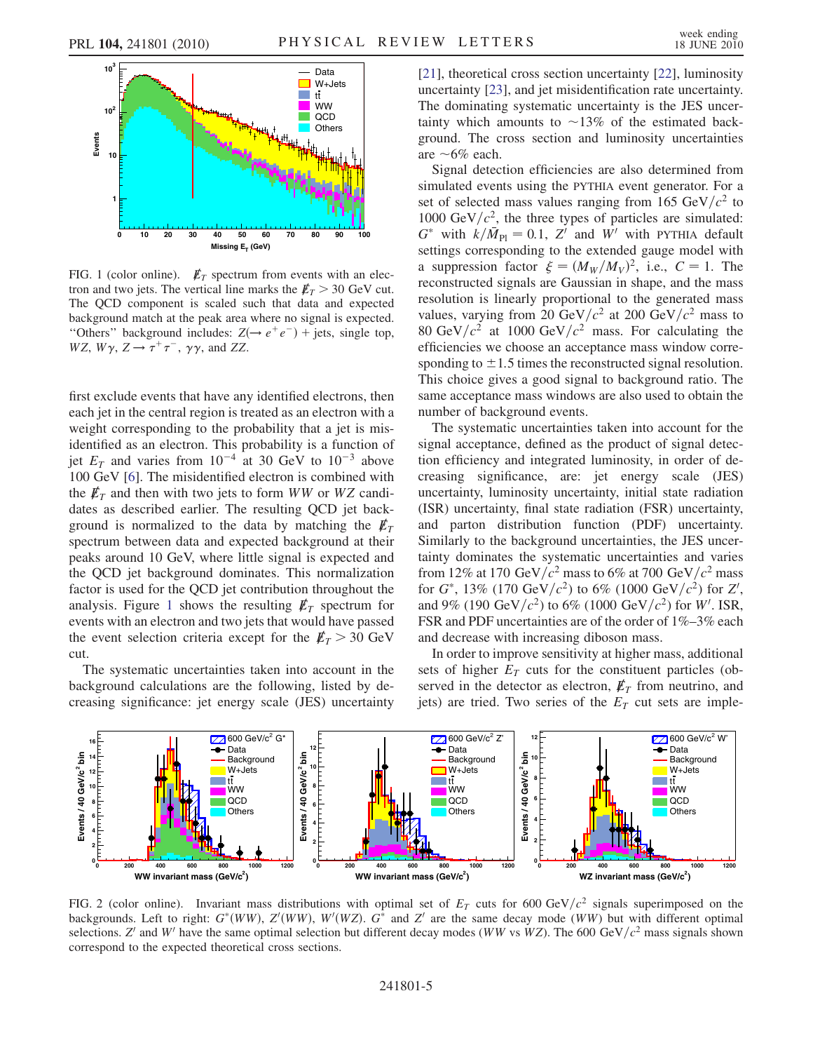FIG. 1 (color online). $\not{E}_T$ spectrum from events with an electron and two jets. The vertical line marks the $\not{E}_T > 30$ GeV cut. The QCD component is scaled such that data and expected background match at the peak area where no signal is expected. "Others" background includes: $Z(\to e^+e^-)$ + jets, single top, $WZ$, $W\gamma$, $Z \to \tau^+\tau^-$, $\gamma\gamma$, and $ZZ$.

first exclude events that have any identified electrons, then each jet in the central region is treated as an electron with a weight corresponding to the probability that a jet is misidentified as an electron. This probability is a function of jet $E_T$ and varies from $10^{-4}$ at 30 GeV to $10^{-3}$ above 100 GeV [6]. The misidentified electron is combined with the $\not{E}_T$ and then with two jets to form $WW$ or $WZ$ candidates as described earlier. The resulting QCD jet background is normalized to the data by matching the $\not{E}_T$ spectrum between data and expected background at their peaks around 10 GeV, where little signal is expected and the QCD jet background dominates. This normalization factor is used for the QCD jet contribution throughout the analysis. Figure 1 shows the resulting $\not{E}_T$ spectrum for events with an electron and two jets that would have passed the event selection criteria except for the $\not{E}_T > 30$ GeV cut.

The systematic uncertainties taken into account in the background calculations are the following, listed by decreasing significance: jet energy scale (JES) uncertainty [21], theoretical cross section uncertainty [22], luminosity uncertainty [23], and jet misidentification rate uncertainty. The dominating systematic uncertainty is the JES uncertainty which amounts to ~13% of the estimated background. The cross section and luminosity uncertainties are ~6% each.

Signal detection efficiencies are also determined from simulated events using the PYTHIA event generator. For a set of selected mass values ranging from 165 GeV/$c^2$ to 1000 GeV/$c^2$, the three types of particles are simulated: $G^*$ with $k/\bar{M}_{\rm Pl} = 0.1$, $Z'$ and $W'$ with PYTHIA default settings corresponding to the extended gauge model with a suppression factor $\xi = (M_W/M_V)^2$, i.e., $C = 1$. The reconstructed signals are Gaussian in shape, and the mass resolution is linearly proportional to the generated mass values, varying from 20 GeV/$c^2$ at 200 GeV/$c^2$ mass to 80 GeV/$c^2$ at 1000 GeV/$c^2$ mass. For calculating the efficiencies we choose an acceptance mass window corresponding to $\pm 1.5$ times the reconstructed signal resolution. This choice gives a good signal to background ratio. The same acceptance mass windows are also used to obtain the number of background events.

The systematic uncertainties taken into account for the signal acceptance, defined as the product of signal detection efficiency and integrated luminosity, in order of decreasing significance, are: jet energy scale (JES) uncertainty, luminosity uncertainty, initial state radiation (ISR) uncertainty, final state radiation (FSR) uncertainty, and parton distribution function (PDF) uncertainty. Similarly to the background uncertainties, the JES uncertainty dominates the systematic uncertainties and varies from 12% at 170 GeV/$c^2$ mass to 6% at 700 GeV/$c^2$ mass for $G^*$, 13% (170 GeV/$c^2$) to 6% (1000 GeV/$c^2$) for $Z'$, and 9% (190 GeV/$c^2$) to 6% (1000 GeV/$c^2$) for $W'$. ISR, FSR and PDF uncertainties are of the order of 1%–3% each and decrease with increasing diboson mass.

In order to improve sensitivity at higher mass, additional sets of higher $E_T$ cuts for the constituent particles (observed in the detector as electron, $\not{E}_T$ from neutrino, and jets) are tried. Two series of the $E_T$ cut sets are imple-

FIG. 2 (color online). Invariant mass distributions with optimal set of $E_T$ cuts for 600 GeV/$c^2$ signals superimposed on the backgrounds. Left to right: $G^*(WW)$, $Z'(WW)$, $W'(WZ)$. $G^*$ and $Z'$ are the same decay mode ($WW$) but with different optimal selections. $Z'$ and $W'$ have the same optimal selection but different decay modes ($WW$ vs $WZ$). The 600 GeV/$c^2$ mass signals shown correspond to the expected theoretical cross sections.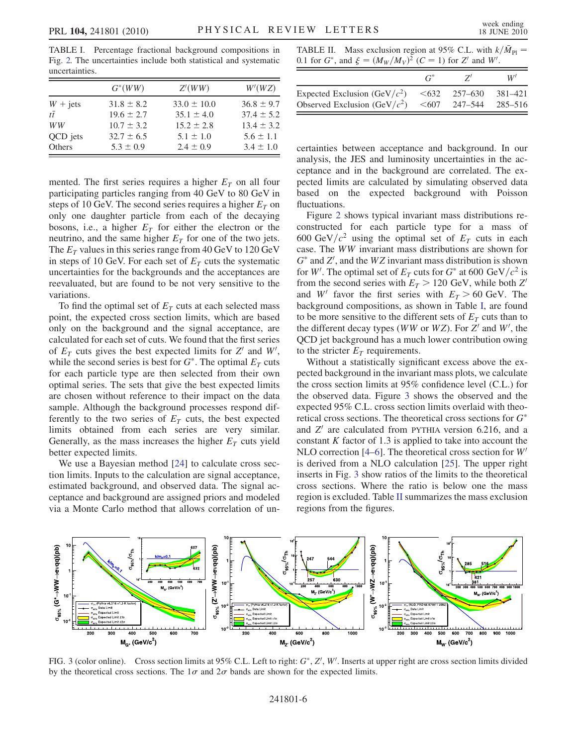TABLE I. Percentage fractional background compositions in Fig. 2. The uncertainties include both statistical and systematic uncertainties.

| | $G^*(WW)$ | $Z'(WW)$ | $W'(WZ)$ |
|---|---|---|---|
| $W$ + jets | $31.8 \pm 8.2$ | $33.0 \pm 10.0$ | $36.8 \pm 9.7$ |
| $t\bar{t}$ | $19.6 \pm 2.7$ | $35.1 \pm 4.0$ | $37.4 \pm 5.2$ |
| $WW$ | $10.7 \pm 3.2$ | $15.2 \pm 2.8$ | $13.4 \pm 3.2$ |
| QCD jets | $32.7 \pm 6.5$ | $5.1 \pm 1.0$ | $5.6 \pm 1.1$ |
| Others | $5.3 \pm 0.9$ | $2.4 \pm 0.9$ | $3.4 \pm 1.0$ |

mented. The first series requires a higher $E_T$ on all four participating particles ranging from 40 GeV to 80 GeV in steps of 10 GeV. The second series requires a higher $E_T$ on only one daughter particle from each of the decaying bosons, i.e., a higher $E_T$ for either the electron or the neutrino, and the same higher $E_T$ for one of the two jets. The $E_T$ values in this series range from 40 GeV to 120 GeV in steps of 10 GeV. For each set of $E_T$ cuts the systematic uncertainties for the backgrounds and the acceptances are reevaluated, but are found to be not very sensitive to the variations.

To find the optimal set of $E_T$ cuts at each selected mass point, the expected cross section limits, which are based only on the background and the signal acceptance, are calculated for each set of cuts. We found that the first series of $E_T$ cuts gives the best expected limits for $Z'$ and $W'$, while the second series is best for $G^*$. The optimal $E_T$ cuts for each particle type are then selected from their own optimal series. The sets that give the best expected limits are chosen without reference to their impact on the data sample. Although the background processes respond differently to the two series of $E_T$ cuts, the best expected limits obtained from each series are very similar. Generally, as the mass increases the higher $E_T$ cuts yield better expected limits.

We use a Bayesian method [24] to calculate cross section limits. Inputs to the calculation are signal acceptance, estimated background, and observed data. The signal acceptance and background are assigned priors and modeled via a Monte Carlo method that allows correlation of uncertainties between acceptance and background. In our analysis, the JES and luminosity uncertainties in the acceptance and in the background are correlated. The expected limits are calculated by simulating observed data based on the expected background with Poisson fluctuations.

TABLE II. Mass exclusion region at 95% C.L. with $k/\bar{M}_{\rm Pl} = 0.1$ for $G^*$, and $\xi = (M_W/M_V)^2$ ($C = 1$) for $Z'$ and $W'$.

| | $G^*$ | $Z'$ | $W'$ |
|---|---|---|---|
| Expected Exclusion (GeV/$c^2$) | $<632$ | 257–630 | 381–421 |
| Observed Exclusion (GeV/$c^2$) | $<607$ | 247–544 | 285–516 |

Figure 2 shows typical invariant mass distributions reconstructed for each particle type for a mass of 600 GeV/$c^2$ using the optimal set of $E_T$ cuts in each case. The $WW$ invariant mass distributions are shown for $G^*$ and $Z'$, and the $WZ$ invariant mass distribution is shown for $W'$. The optimal set of $E_T$ cuts for $G^*$ at 600 GeV/$c^2$ is from the second series with $E_T > 120$ GeV, while both $Z'$ and $W'$ favor the first series with $E_T > 60$ GeV. The background compositions, as shown in Table I, are found to be more sensitive to the different sets of $E_T$ cuts than to the different decay types ($WW$ or $WZ$). For $Z'$ and $W'$, the QCD jet background has a much lower contribution owing to the stricter $E_T$ requirements.

Without a statistically significant excess above the expected background in the invariant mass plots, we calculate the cross section limits at 95% confidence level (C.L.) for the observed data. Figure 3 shows the observed and the expected 95% C.L. cross section limits overlaid with theoretical cross sections. The theoretical cross sections for $G^*$ and $Z'$ are calculated from PYTHIA version 6.216, and a constant $K$ factor of 1.3 is applied to take into account the NLO correction [4–6]. The theoretical cross section for $W'$ is derived from a NLO calculation [25]. The upper right inserts in Fig. 3 show ratios of the limits to the theoretical cross sections. Where the ratio is below one the mass region is excluded. Table II summarizes the mass exclusion regions from the figures.

FIG. 3 (color online). Cross section limits at 95% C.L. Left to right: $G^*$, $Z'$, $W'$. Inserts at upper right are cross section limits divided by the theoretical cross sections. The $1\sigma$ and $2\sigma$ bands are shown for the expected limits.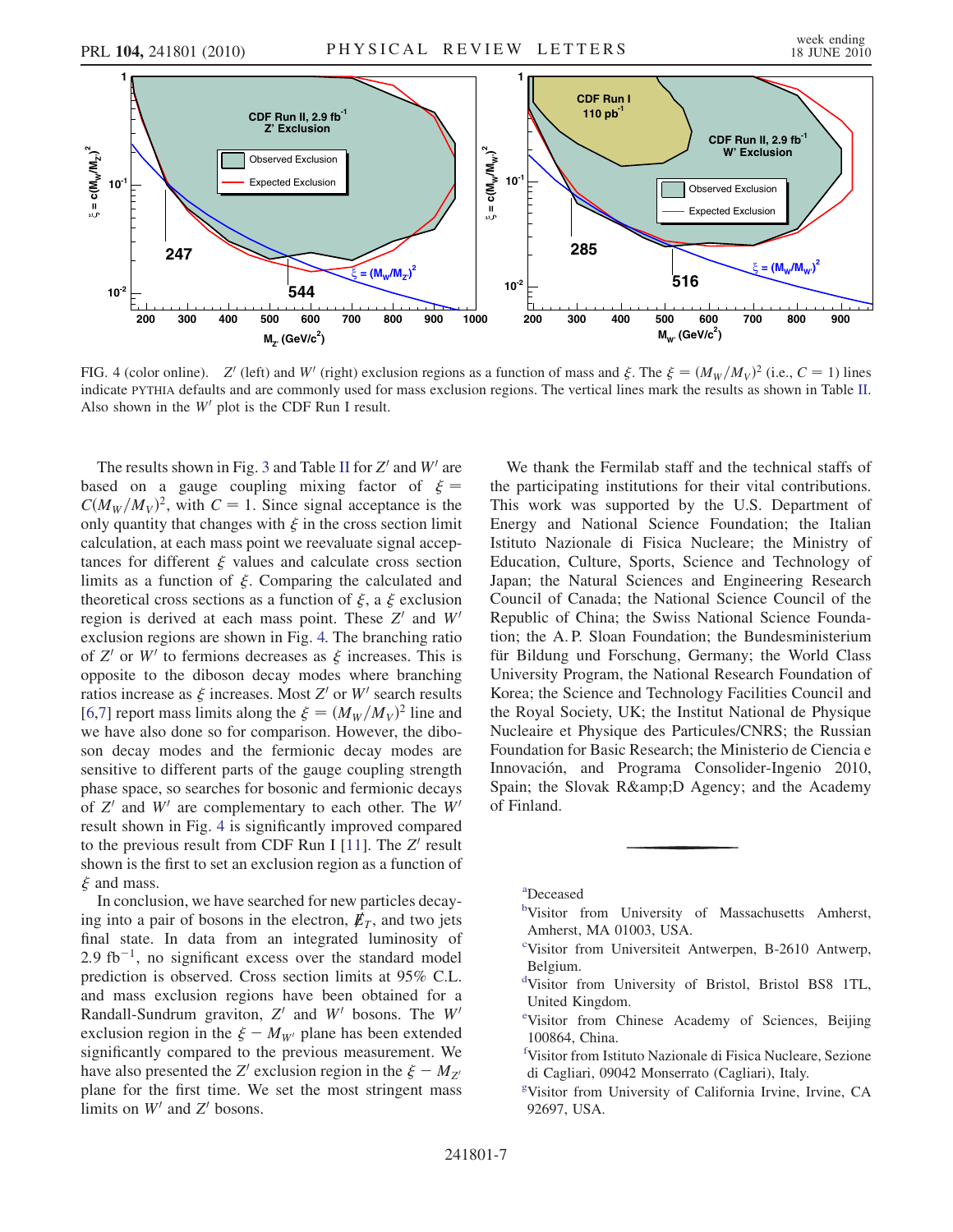FIG. 4 (color online). $Z'$ (left) and $W'$ (right) exclusion regions as a function of mass and $\xi$. The $\xi = (M_W/M_V)^2$ (i.e., $C = 1$) lines indicate PYTHIA defaults and are commonly used for mass exclusion regions. The vertical lines mark the results as shown in Table II. Also shown in the $W'$ plot is the CDF Run I result.

The results shown in Fig. 3 and Table II for $Z'$ and $W'$ are based on a gauge coupling mixing factor of $\xi = C(M_W/M_V)^2$, with $C = 1$. Since signal acceptance is the only quantity that changes with $\xi$ in the cross section limit calculation, at each mass point we reevaluate signal acceptances for different $\xi$ values and calculate cross section limits as a function of $\xi$. Comparing the calculated and theoretical cross sections as a function of $\xi$, a $\xi$ exclusion region is derived at each mass point. These $Z'$ and $W'$ exclusion regions are shown in Fig. 4. The branching ratio of $Z'$ or $W'$ to fermions decreases as $\xi$ increases. This is opposite to the diboson decay modes where branching ratios increase as $\xi$ increases. Most $Z'$ or $W'$ search results [6,7] report mass limits along the $\xi = (M_W/M_V)^2$ line and we have also done so for comparison. However, the diboson decay modes and the fermionic decay modes are sensitive to different parts of the gauge coupling strength phase space, so searches for bosonic and fermionic decays of $Z'$ and $W'$ are complementary to each other. The $W'$ result shown in Fig. 4 is significantly improved compared to the previous result from CDF Run I [11]. The $Z'$ result shown is the first to set an exclusion region as a function of $\xi$ and mass.

In conclusion, we have searched for new particles decaying into a pair of bosons in the electron, $\not{E}_T$, and two jets final state. In data from an integrated luminosity of 2.9 fb$^{-1}$, no significant excess over the standard model prediction is observed. Cross section limits at 95% C.L. and mass exclusion regions have been obtained for a Randall-Sundrum graviton, $Z'$ and $W'$ bosons. The $W'$ exclusion region in the $\xi - M_{W'}$ plane has been extended significantly compared to the previous measurement. We have also presented the $Z'$ exclusion region in the $\xi - M_{Z'}$ plane for the first time. We set the most stringent mass limits on $W'$ and $Z'$ bosons.

We thank the Fermilab staff and the technical staffs of the participating institutions for their vital contributions. This work was supported by the U.S. Department of Energy and National Science Foundation; the Italian Istituto Nazionale di Fisica Nucleare; the Ministry of Education, Culture, Sports, Science and Technology of Japan; the Natural Sciences and Engineering Research Council of Canada; the National Science Council of the Republic of China; the Swiss National Science Foundation; the A. P. Sloan Foundation; the Bundesministerium für Bildung und Forschung, Germany; the World Class University Program, the National Research Foundation of Korea; the Science and Technology Facilities Council and the Royal Society, UK; the Institut National de Physique Nucleaire et Physique des Particules/CNRS; the Russian Foundation for Basic Research; the Ministerio de Ciencia e Innovación, and Programa Consolider-Ingenio 2010, Spain; the Slovak R&amp;D Agency; and the Academy of Finland.

[a]Deceased

[b]Visitor from University of Massachusetts Amherst, Amherst, MA 01003, USA.

[c]Visitor from Universiteit Antwerpen, B-2610 Antwerp, Belgium.

[d]Visitor from University of Bristol, Bristol BS8 1TL, United Kingdom.

[e]Visitor from Chinese Academy of Sciences, Beijing 100864, China.

[f]Visitor from Istituto Nazionale di Fisica Nucleare, Sezione di Cagliari, 09042 Monserrato (Cagliari), Italy.

[g]Visitor from University of California Irvine, Irvine, CA 92697, USA.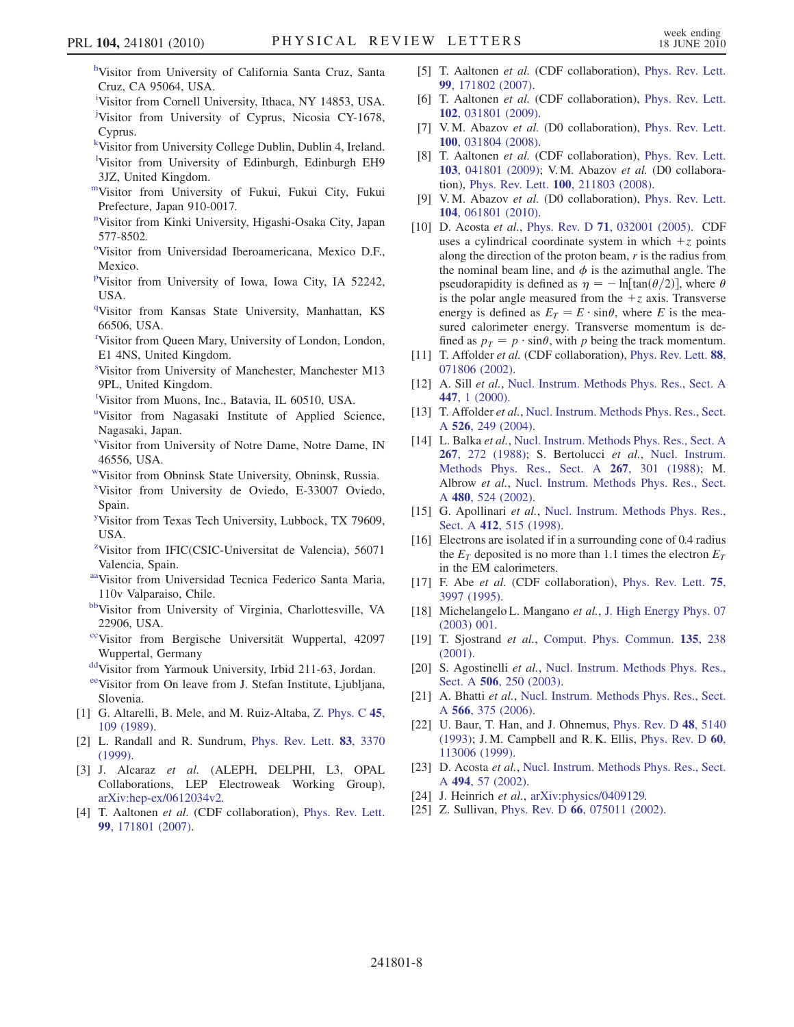[h]Visitor from University of California Santa Cruz, Santa Cruz, CA 95064, USA.

[i]Visitor from Cornell University, Ithaca, NY 14853, USA.

[j]Visitor from University of Cyprus, Nicosia CY-1678, Cyprus.

[k]Visitor from University College Dublin, Dublin 4, Ireland.

[l]Visitor from University of Edinburgh, Edinburgh EH9 3JZ, United Kingdom.

[m]Visitor from University of Fukui, Fukui City, Fukui Prefecture, Japan 910-0017.

[n]Visitor from Kinki University, Higashi-Osaka City, Japan 577-8502.

[o]Visitor from Universidad Iberoamericana, Mexico D.F., Mexico.

[p]Visitor from University of Iowa, Iowa City, IA 52242, USA.

[q]Visitor from Kansas State University, Manhattan, KS 66506, USA.

[r]Visitor from Queen Mary, University of London, London, E1 4NS, United Kingdom.

[s]Visitor from University of Manchester, Manchester M13 9PL, United Kingdom.

[t]Visitor from Muons, Inc., Batavia, IL 60510, USA.

[u]Visitor from Nagasaki Institute of Applied Science, Nagasaki, Japan.

[v]Visitor from University of Notre Dame, Notre Dame, IN 46556, USA.

[w]Visitor from Obninsk State University, Obninsk, Russia.

[x]Visitor from University de Oviedo, E-33007 Oviedo, Spain.

[y]Visitor from Texas Tech University, Lubbock, TX 79609, USA.

[z]Visitor from IFIC(CSIC-Universitat de Valencia), 56071 Valencia, Spain.

[aa]Visitor from Universidad Tecnica Federico Santa Maria, 110v Valparaiso, Chile.

[bb]Visitor from University of Virginia, Charlottesville, VA 22906, USA.

[cc]Visitor from Bergische Universität Wuppertal, 42097 Wuppertal, Germany

[dd]Visitor from Yarmouk University, Irbid 211-63, Jordan.

[ee]Visitor from On leave from J. Stefan Institute, Ljubljana, Slovenia.

[1] G. Altarelli, B. Mele, and M. Ruiz-Altaba, Z. Phys. C **45**, 109 (1989).

[2] L. Randall and R. Sundrum, Phys. Rev. Lett. **83**, 3370 (1999).

[3] J. Alcaraz *et al.* (ALEPH, DELPHI, L3, OPAL Collaborations, LEP Electroweak Working Group), arXiv:hep-ex/0612034v2.

[4] T. Aaltonen *et al.* (CDF collaboration), Phys. Rev. Lett. **99**, 171801 (2007).

[5] T. Aaltonen *et al.* (CDF collaboration), Phys. Rev. Lett. **99**, 171802 (2007).

[6] T. Aaltonen *et al.* (CDF collaboration), Phys. Rev. Lett. **102**, 031801 (2009).

[7] V. M. Abazov *et al.* (D0 collaboration), Phys. Rev. Lett. **100**, 031804 (2008).

[8] T. Aaltonen *et al.* (CDF collaboration), Phys. Rev. Lett. **103**, 041801 (2009); V. M. Abazov *et al.* (D0 collaboration), Phys. Rev. Lett. **100**, 211803 (2008).

[9] V. M. Abazov *et al.* (D0 collaboration), Phys. Rev. Lett. **104**, 061801 (2010).

[10] D. Acosta *et al.*, Phys. Rev. D **71**, 032001 (2005). CDF uses a cylindrical coordinate system in which $+z$ points along the direction of the proton beam, $r$ is the radius from the nominal beam line, and $\phi$ is the azimuthal angle. The pseudorapidity is defined as $\eta = -\ln[\tan(\theta/2)]$, where $\theta$ is the polar angle measured from the $+z$ axis. Transverse energy is defined as $E_T = E \cdot \sin\theta$, where $E$ is the measured calorimeter energy. Transverse momentum is defined as $p_T = p \cdot \sin\theta$, with $p$ being the track momentum.

[11] T. Affolder *et al.* (CDF collaboration), Phys. Rev. Lett. **88**, 071806 (2002).

[12] A. Sill *et al.*, Nucl. Instrum. Methods Phys. Res., Sect. A **447**, 1 (2000).

[13] T. Affolder *et al.*, Nucl. Instrum. Methods Phys. Res., Sect. A **526**, 249 (2004).

[14] L. Balka *et al.*, Nucl. Instrum. Methods Phys. Res., Sect. A **267**, 272 (1988); S. Bertolucci *et al.*, Nucl. Instrum. Methods Phys. Res., Sect. A **267**, 301 (1988); M. Albrow *et al.*, Nucl. Instrum. Methods Phys. Res., Sect. A **480**, 524 (2002).

[15] G. Apollinari *et al.*, Nucl. Instrum. Methods Phys. Res., Sect. A **412**, 515 (1998).

[16] Electrons are isolated if in a surrounding cone of 0.4 radius the $E_T$ deposited is no more than 1.1 times the electron $E_T$ in the EM calorimeters.

[17] F. Abe *et al.* (CDF collaboration), Phys. Rev. Lett. **75**, 3997 (1995).

[18] Michelangelo L. Mangano *et al.*, J. High Energy Phys. 07 (2003) 001.

[19] T. Sjostrand *et al.*, Comput. Phys. Commun. **135**, 238 (2001).

[20] S. Agostinelli *et al.*, Nucl. Instrum. Methods Phys. Res., Sect. A **506**, 250 (2003).

[21] A. Bhatti *et al.*, Nucl. Instrum. Methods Phys. Res., Sect. A **566**, 375 (2006).

[22] U. Baur, T. Han, and J. Ohnemus, Phys. Rev. D **48**, 5140 (1993); J. M. Campbell and R. K. Ellis, Phys. Rev. D **60**, 113006 (1999).

[23] D. Acosta *et al.*, Nucl. Instrum. Methods Phys. Res., Sect. A **494**, 57 (2002).

[24] J. Heinrich *et al.*, arXiv:physics/0409129.

[25] Z. Sullivan, Phys. Rev. D **66**, 075011 (2002).